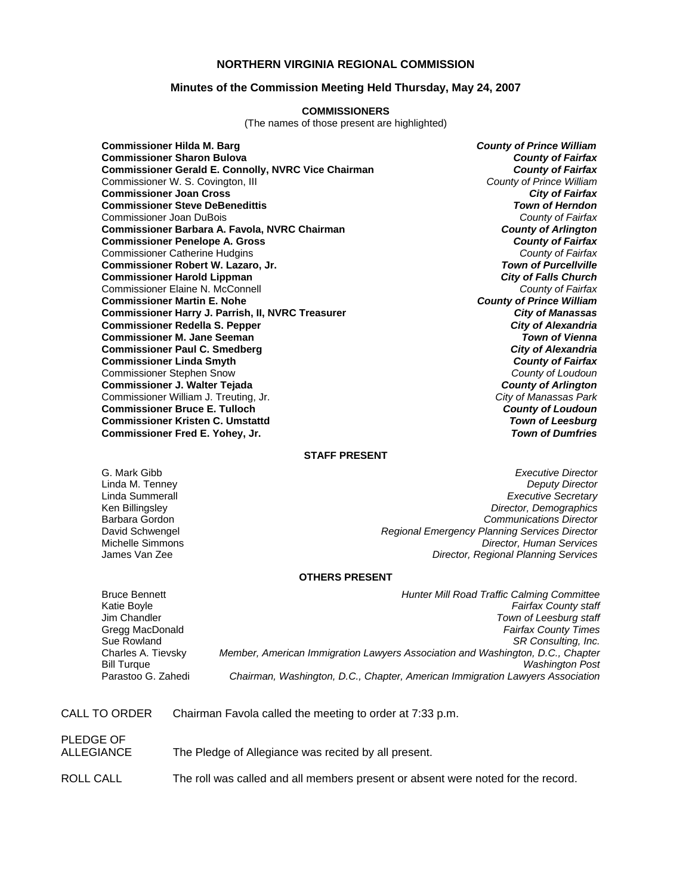## NORTHERN VIRGINIA REGIONAL COMMISSION

### Minutes of the Commission Meeting Held Thursday, May 24, 2007

**COMMISSIONERS**

(The names of those present are highlighted)

| | |
|---|---|
| **Commissioner Hilda M. Barg** | ***County of Prince William*** |
| **Commissioner Sharon Bulova** | ***County of Fairfax*** |
| **Commissioner Gerald E. Connolly, NVRC Vice Chairman** | ***County of Fairfax*** |
| Commissioner W. S. Covington, III | *County of Prince William* |
| **Commissioner Joan Cross** | ***City of Fairfax*** |
| **Commissioner Steve DeBenedittis** | ***Town of Herndon*** |
| Commissioner Joan DuBois | *County of Fairfax* |
| **Commissioner Barbara A. Favola, NVRC Chairman** | ***County of Arlington*** |
| **Commissioner Penelope A. Gross** | ***County of Fairfax*** |
| Commissioner Catherine Hudgins | *County of Fairfax* |
| **Commissioner Robert W. Lazaro, Jr.** | ***Town of Purcellville*** |
| **Commissioner Harold Lippman** | ***City of Falls Church*** |
| Commissioner Elaine N. McConnell | *County of Fairfax* |
| **Commissioner Martin E. Nohe** | ***County of Prince William*** |
| **Commissioner Harry J. Parrish, II, NVRC Treasurer** | ***City of Manassas*** |
| **Commissioner Redella S. Pepper** | ***City of Alexandria*** |
| **Commissioner M. Jane Seeman** | ***Town of Vienna*** |
| **Commissioner Paul C. Smedberg** | ***City of Alexandria*** |
| **Commissioner Linda Smyth** | ***County of Fairfax*** |
| Commissioner Stephen Snow | *County of Loudoun* |
| **Commissioner J. Walter Tejada** | ***County of Arlington*** |
| Commissioner William J. Treuting, Jr. | *City of Manassas Park* |
| **Commissioner Bruce E. Tulloch** | ***County of Loudoun*** |
| **Commissioner Kristen C. Umstattd** | ***Town of Leesburg*** |
| **Commissioner Fred E. Yohey, Jr.** | ***Town of Dumfries*** |

**STAFF PRESENT**

| | |
|---|---|
| G. Mark Gibb | *Executive Director* |
| Linda M. Tenney | *Deputy Director* |
| Linda Summerall | *Executive Secretary* |
| Ken Billingsley | *Director, Demographics* |
| Barbara Gordon | *Communications Director* |
| David Schwengel | *Regional Emergency Planning Services Director* |
| Michelle Simmons | *Director, Human Services* |
| James Van Zee | *Director, Regional Planning Services* |

**OTHERS PRESENT**

| | |
|---|---|
| Bruce Bennett | *Hunter Mill Road Traffic Calming Committee* |
| Katie Boyle | *Fairfax County staff* |
| Jim Chandler | *Town of Leesburg staff* |
| Gregg MacDonald | *Fairfax County Times* |
| Sue Rowland | *SR Consulting, Inc.* |
| Charles A. Tievsky | *Member, American Immigration Lawyers Association and Washington, D.C., Chapter* |
| Bill Turque | *Washington Post* |
| Parastoo G. Zahedi | *Chairman, Washington, D.C., Chapter, American Immigration Lawyers Association* |

CALL TO ORDER — Chairman Favola called the meeting to order at 7:33 p.m.

PLEDGE OF ALLEGIANCE — The Pledge of Allegiance was recited by all present.

ROLL CALL — The roll was called and all members present or absent were noted for the record.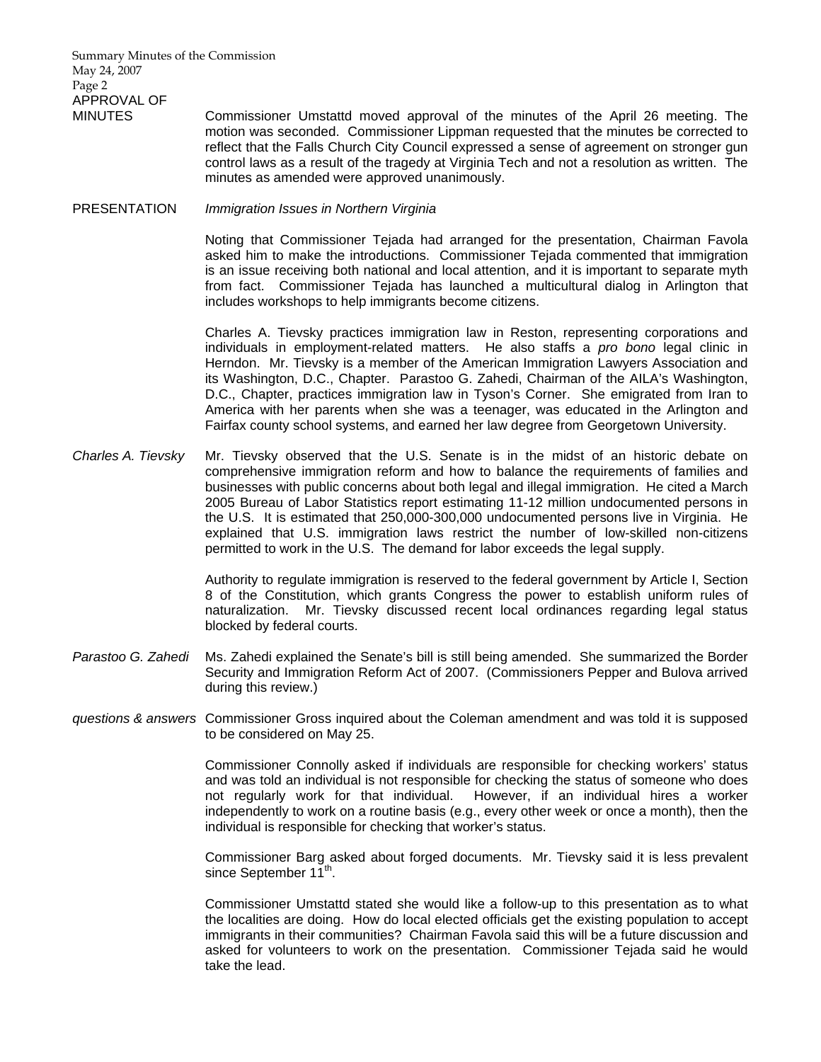**APPROVAL OF MINUTES**

Commissioner Umstattd moved approval of the minutes of the April 26 meeting. The motion was seconded. Commissioner Lippman requested that the minutes be corrected to reflect that the Falls Church City Council expressed a sense of agreement on stronger gun control laws as a result of the tragedy at Virginia Tech and not a resolution as written. The minutes as amended were approved unanimously.

**PRESENTATION** *Immigration Issues in Northern Virginia*

Noting that Commissioner Tejada had arranged for the presentation, Chairman Favola asked him to make the introductions. Commissioner Tejada commented that immigration is an issue receiving both national and local attention, and it is important to separate myth from fact. Commissioner Tejada has launched a multicultural dialog in Arlington that includes workshops to help immigrants become citizens.

Charles A. Tievsky practices immigration law in Reston, representing corporations and individuals in employment-related matters. He also staffs a *pro bono* legal clinic in Herndon. Mr. Tievsky is a member of the American Immigration Lawyers Association and its Washington, D.C., Chapter. Parastoo G. Zahedi, Chairman of the AILA's Washington, D.C., Chapter, practices immigration law in Tyson's Corner. She emigrated from Iran to America with her parents when she was a teenager, was educated in the Arlington and Fairfax county school systems, and earned her law degree from Georgetown University.

*Charles A. Tievsky*

Mr. Tievsky observed that the U.S. Senate is in the midst of an historic debate on comprehensive immigration reform and how to balance the requirements of families and businesses with public concerns about both legal and illegal immigration. He cited a March 2005 Bureau of Labor Statistics report estimating 11-12 million undocumented persons in the U.S. It is estimated that 250,000-300,000 undocumented persons live in Virginia. He explained that U.S. immigration laws restrict the number of low-skilled non-citizens permitted to work in the U.S. The demand for labor exceeds the legal supply.

Authority to regulate immigration is reserved to the federal government by Article I, Section 8 of the Constitution, which grants Congress the power to establish uniform rules of naturalization. Mr. Tievsky discussed recent local ordinances regarding legal status blocked by federal courts.

*Parastoo G. Zahedi*

Ms. Zahedi explained the Senate's bill is still being amended. She summarized the Border Security and Immigration Reform Act of 2007. (Commissioners Pepper and Bulova arrived during this review.)

*questions & answers*

Commissioner Gross inquired about the Coleman amendment and was told it is supposed to be considered on May 25.

Commissioner Connolly asked if individuals are responsible for checking workers' status and was told an individual is not responsible for checking the status of someone who does not regularly work for that individual. However, if an individual hires a worker independently to work on a routine basis (e.g., every other week or once a month), then the individual is responsible for checking that worker's status.

Commissioner Barg asked about forged documents. Mr. Tievsky said it is less prevalent since September 11th.

Commissioner Umstattd stated she would like a follow-up to this presentation as to what the localities are doing. How do local elected officials get the existing population to accept immigrants in their communities? Chairman Favola said this will be a future discussion and asked for volunteers to work on the presentation. Commissioner Tejada said he would take the lead.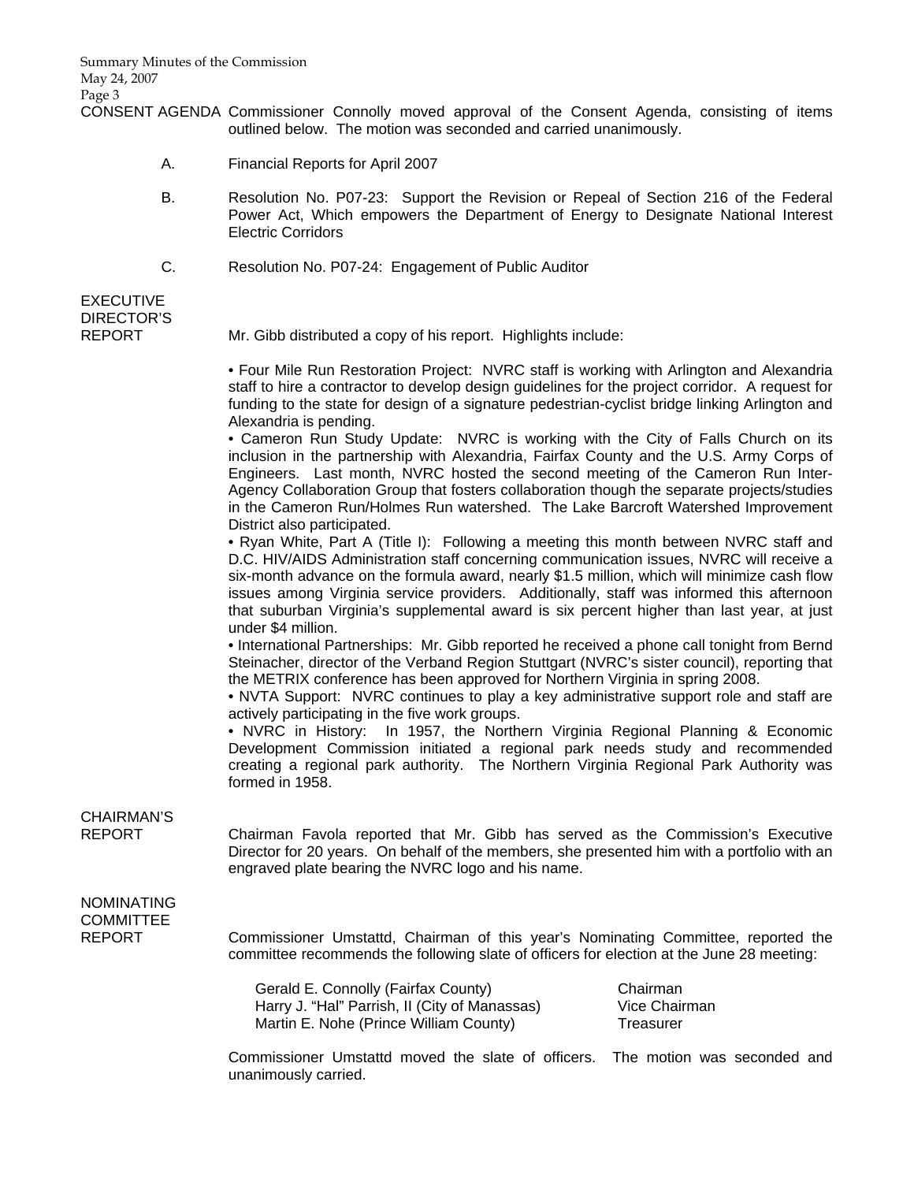**CONSENT AGENDA** Commissioner Connolly moved approval of the Consent Agenda, consisting of items outlined below. The motion was seconded and carried unanimously.

A. Financial Reports for April 2007

B. Resolution No. P07-23: Support the Revision or Repeal of Section 216 of the Federal Power Act, Which empowers the Department of Energy to Designate National Interest Electric Corridors

C. Resolution No. P07-24: Engagement of Public Auditor

**EXECUTIVE DIRECTOR'S REPORT**

Mr. Gibb distributed a copy of his report. Highlights include:

• Four Mile Run Restoration Project: NVRC staff is working with Arlington and Alexandria staff to hire a contractor to develop design guidelines for the project corridor. A request for funding to the state for design of a signature pedestrian-cyclist bridge linking Arlington and Alexandria is pending.
• Cameron Run Study Update: NVRC is working with the City of Falls Church on its inclusion in the partnership with Alexandria, Fairfax County and the U.S. Army Corps of Engineers. Last month, NVRC hosted the second meeting of the Cameron Run Inter-Agency Collaboration Group that fosters collaboration though the separate projects/studies in the Cameron Run/Holmes Run watershed. The Lake Barcroft Watershed Improvement District also participated.
• Ryan White, Part A (Title I): Following a meeting this month between NVRC staff and D.C. HIV/AIDS Administration staff concerning communication issues, NVRC will receive a six-month advance on the formula award, nearly $1.5 million, which will minimize cash flow issues among Virginia service providers. Additionally, staff was informed this afternoon that suburban Virginia's supplemental award is six percent higher than last year, at just under $4 million.
• International Partnerships: Mr. Gibb reported he received a phone call tonight from Bernd Steinacher, director of the Verband Region Stuttgart (NVRC's sister council), reporting that the METRIX conference has been approved for Northern Virginia in spring 2008.
• NVTA Support: NVRC continues to play a key administrative support role and staff are actively participating in the five work groups.
• NVRC in History: In 1957, the Northern Virginia Regional Planning & Economic Development Commission initiated a regional park needs study and recommended creating a regional park authority. The Northern Virginia Regional Park Authority was formed in 1958.

**CHAIRMAN'S REPORT**

Chairman Favola reported that Mr. Gibb has served as the Commission's Executive Director for 20 years. On behalf of the members, she presented him with a portfolio with an engraved plate bearing the NVRC logo and his name.

**NOMINATING COMMITTEE REPORT**

Commissioner Umstattd, Chairman of this year's Nominating Committee, reported the committee recommends the following slate of officers for election at the June 28 meeting:

| | |
|---|---|
| Gerald E. Connolly (Fairfax County) | Chairman |
| Harry J. "Hal" Parrish, II (City of Manassas) | Vice Chairman |
| Martin E. Nohe (Prince William County) | Treasurer |

Commissioner Umstattd moved the slate of officers. The motion was seconded and unanimously carried.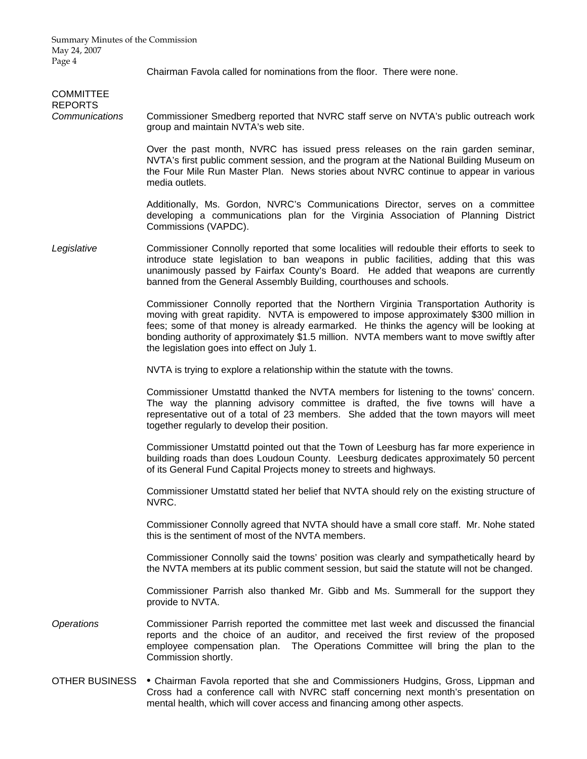Chairman Favola called for nominations from the floor. There were none.

## COMMITTEE REPORTS

*Communications*

Commissioner Smedberg reported that NVRC staff serve on NVTA's public outreach work group and maintain NVTA's web site.

Over the past month, NVRC has issued press releases on the rain garden seminar, NVTA's first public comment session, and the program at the National Building Museum on the Four Mile Run Master Plan. News stories about NVRC continue to appear in various media outlets.

Additionally, Ms. Gordon, NVRC's Communications Director, serves on a committee developing a communications plan for the Virginia Association of Planning District Commissions (VAPDC).

*Legislative*

Commissioner Connolly reported that some localities will redouble their efforts to seek to introduce state legislation to ban weapons in public facilities, adding that this was unanimously passed by Fairfax County's Board. He added that weapons are currently banned from the General Assembly Building, courthouses and schools.

Commissioner Connolly reported that the Northern Virginia Transportation Authority is moving with great rapidity. NVTA is empowered to impose approximately $300 million in fees; some of that money is already earmarked. He thinks the agency will be looking at bonding authority of approximately $1.5 million. NVTA members want to move swiftly after the legislation goes into effect on July 1.

NVTA is trying to explore a relationship within the statute with the towns.

Commissioner Umstattd thanked the NVTA members for listening to the towns' concern. The way the planning advisory committee is drafted, the five towns will have a representative out of a total of 23 members. She added that the town mayors will meet together regularly to develop their position.

Commissioner Umstattd pointed out that the Town of Leesburg has far more experience in building roads than does Loudoun County. Leesburg dedicates approximately 50 percent of its General Fund Capital Projects money to streets and highways.

Commissioner Umstattd stated her belief that NVTA should rely on the existing structure of NVRC.

Commissioner Connolly agreed that NVTA should have a small core staff. Mr. Nohe stated this is the sentiment of most of the NVTA members.

Commissioner Connolly said the towns' position was clearly and sympathetically heard by the NVTA members at its public comment session, but said the statute will not be changed.

Commissioner Parrish also thanked Mr. Gibb and Ms. Summerall for the support they provide to NVTA.

*Operations*

Commissioner Parrish reported the committee met last week and discussed the financial reports and the choice of an auditor, and received the first review of the proposed employee compensation plan. The Operations Committee will bring the plan to the Commission shortly.

## OTHER BUSINESS

- Chairman Favola reported that she and Commissioners Hudgins, Gross, Lippman and Cross had a conference call with NVRC staff concerning next month's presentation on mental health, which will cover access and financing among other aspects.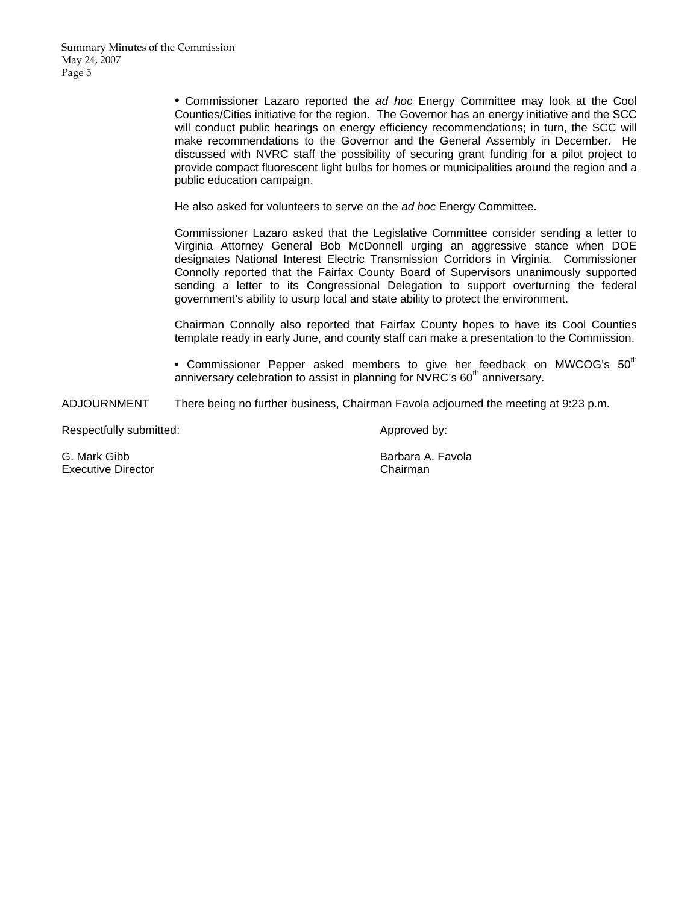• Commissioner Lazaro reported the *ad hoc* Energy Committee may look at the Cool Counties/Cities initiative for the region. The Governor has an energy initiative and the SCC will conduct public hearings on energy efficiency recommendations; in turn, the SCC will make recommendations to the Governor and the General Assembly in December. He discussed with NVRC staff the possibility of securing grant funding for a pilot project to provide compact fluorescent light bulbs for homes or municipalities around the region and a public education campaign.

He also asked for volunteers to serve on the *ad hoc* Energy Committee.

Commissioner Lazaro asked that the Legislative Committee consider sending a letter to Virginia Attorney General Bob McDonnell urging an aggressive stance when DOE designates National Interest Electric Transmission Corridors in Virginia. Commissioner Connolly reported that the Fairfax County Board of Supervisors unanimously supported sending a letter to its Congressional Delegation to support overturning the federal government's ability to usurp local and state ability to protect the environment.

Chairman Connolly also reported that Fairfax County hopes to have its Cool Counties template ready in early June, and county staff can make a presentation to the Commission.

• Commissioner Pepper asked members to give her feedback on MWCOG's 50th anniversary celebration to assist in planning for NVRC's 60th anniversary.

ADJOURNMENT There being no further business, Chairman Favola adjourned the meeting at 9:23 p.m.

Respectfully submitted:

G. Mark Gibb
Executive Director

Approved by:

Barbara A. Favola
Chairman